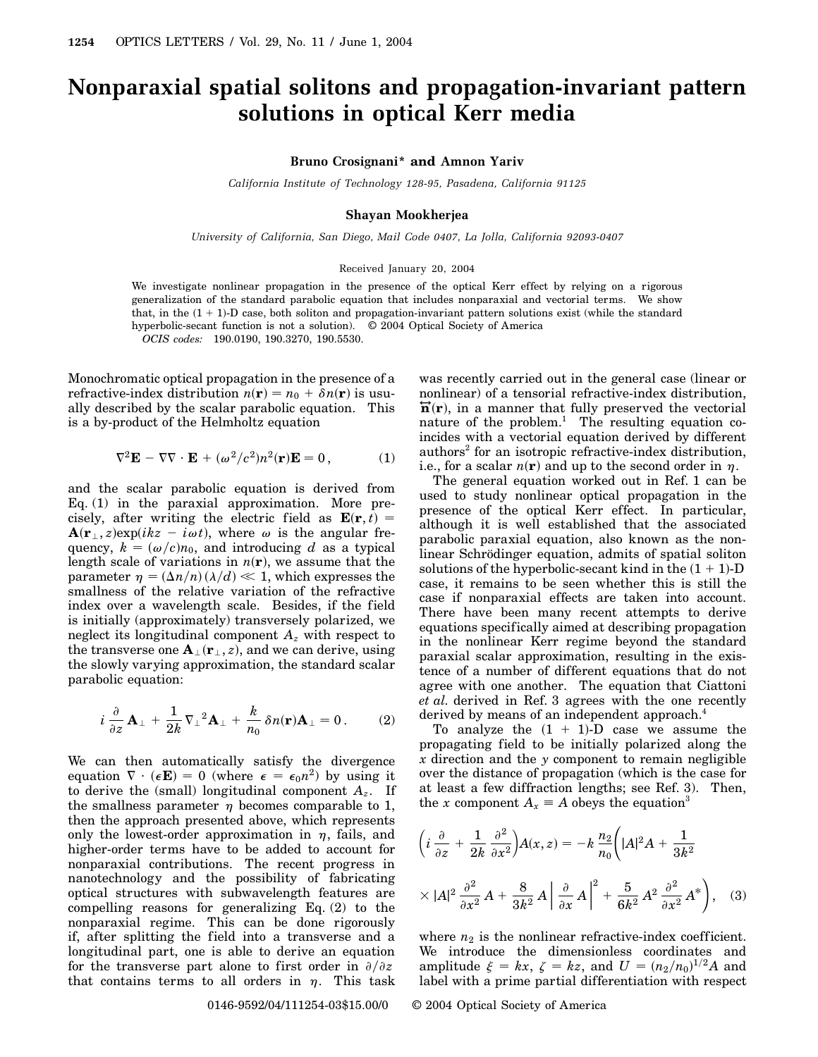# Nonparaxial spatial solitons and propagation-invariant pattern solutions in optical Kerr media

**Bruno Crosignani\* and Amnon Yariv**

*California Institute of Technology 128-95, Pasadena, California 91125*

**Shayan Mookherjea**

*University of California, San Diego, Mail Code 0407, La Jolla, California 92093-0407*

Received January 20, 2004

We investigate nonlinear propagation in the presence of the optical Kerr effect by relying on a rigorous generalization of the standard parabolic equation that includes nonparaxial and vectorial terms. We show that, in the (1 + 1)-D case, both soliton and propagation-invariant pattern solutions exist (while the standard hyperbolic-secant function is not a solution). © 2004 Optical Society of America

*OCIS codes:* 190.0190, 190.3270, 190.5530.

Monochromatic optical propagation in the presence of a refractive-index distribution $n(\mathbf{r}) = n_0 + \delta n(\mathbf{r})$ is usually described by the scalar parabolic equation. This is a by-product of the Helmholtz equation

$$\nabla^2 \mathbf{E} - \nabla\nabla \cdot \mathbf{E} + (\omega^2/c^2) n^2(\mathbf{r}) \mathbf{E} = 0\,, \tag{1}$$

and the scalar parabolic equation is derived from Eq. (1) in the paraxial approximation. More precisely, after writing the electric field as $\mathbf{E}(\mathbf{r}, t) = \mathbf{A}(\mathbf{r}_\perp, z)\exp(ikz - i\omega t)$, where $\omega$ is the angular frequency, $k = (\omega/c)n_0$, and introducing $d$ as a typical length scale of variations in $n(\mathbf{r})$, we assume that the parameter $\eta = (\Delta n/n)(\lambda/d) \ll 1$, which expresses the smallness of the relative variation of the refractive index over a wavelength scale. Besides, if the field is initially (approximately) transversely polarized, we neglect its longitudinal component $A_z$ with respect to the transverse one $\mathbf{A}_\perp(\mathbf{r}_\perp, z)$, and we can derive, using the slowly varying approximation, the standard scalar parabolic equation:

$$i \frac{\partial}{\partial z} \mathbf{A}_\perp + \frac{1}{2k} \nabla_\perp{}^2 \mathbf{A}_\perp + \frac{k}{n_0} \delta n(\mathbf{r}) \mathbf{A}_\perp = 0\,. \tag{2}$$

We can then automatically satisfy the divergence equation $\nabla \cdot (\epsilon \mathbf{E}) = 0$ (where $\epsilon = \epsilon_0 n^2$) by using it to derive the (small) longitudinal component $A_z$. If the smallness parameter $\eta$ becomes comparable to 1, then the approach presented above, which represents only the lowest-order approximation in $\eta$, fails, and higher-order terms have to be added to account for nonparaxial contributions. The recent progress in nanotechnology and the possibility of fabricating optical structures with subwavelength features are compelling reasons for generalizing Eq. (2) to the nonparaxial regime. This can be done rigorously if, after splitting the field into a transverse and a longitudinal part, one is able to derive an equation for the transverse part alone to first order in $\partial/\partial z$ that contains terms to all orders in $\eta$. This task was recently carried out in the general case (linear or nonlinear) of a tensorial refractive-index distribution, $\overleftrightarrow{\mathbf{n}}(\mathbf{r})$, in a manner that fully preserved the vectorial nature of the problem.[1] The resulting equation coincides with a vectorial equation derived by different authors[2] for an isotropic refractive-index distribution, i.e., for a scalar $n(\mathbf{r})$ and up to the second order in $\eta$.

The general equation worked out in Ref. 1 can be used to study nonlinear optical propagation in the presence of the optical Kerr effect. In particular, although it is well established that the associated parabolic paraxial equation, also known as the nonlinear Schrödinger equation, admits of spatial soliton solutions of the hyperbolic-secant kind in the (1 + 1)-D case, it remains to be seen whether this is still the case if nonparaxial effects are taken into account. There have been many recent attempts to derive equations specifically aimed at describing propagation in the nonlinear Kerr regime beyond the standard paraxial scalar approximation, resulting in the existence of a number of different equations that do not agree with one another. The equation that Ciattoni *et al.* derived in Ref. 3 agrees with the one recently derived by means of an independent approach.[4]

To analyze the (1 + 1)-D case we assume the propagating field to be initially polarized along the $x$ direction and the $y$ component to remain negligible over the distance of propagation (which is the case for at least a few diffraction lengths; see Ref. 3). Then, the $x$ component $A_x \equiv A$ obeys the equation[3]

$$\left(i \frac{\partial}{\partial z} + \frac{1}{2k} \frac{\partial^2}{\partial x^2}\right) A(x, z) = -k \frac{n_2}{n_0} \left( |A|^2 A + \frac{1}{3k^2} \times |A|^2 \frac{\partial^2}{\partial x^2} A + \frac{8}{3k^2} A \left| \frac{\partial}{\partial x} A \right|^2 + \frac{5}{6k^2} A^2 \frac{\partial^2}{\partial x^2} A^* \right), \tag{3}$$

where $n_2$ is the nonlinear refractive-index coefficient. We introduce the dimensionless coordinates and amplitude $\xi = kx$, $\zeta = kz$, and $U = (n_2/n_0)^{1/2} A$ and label with a prime partial differentiation with respect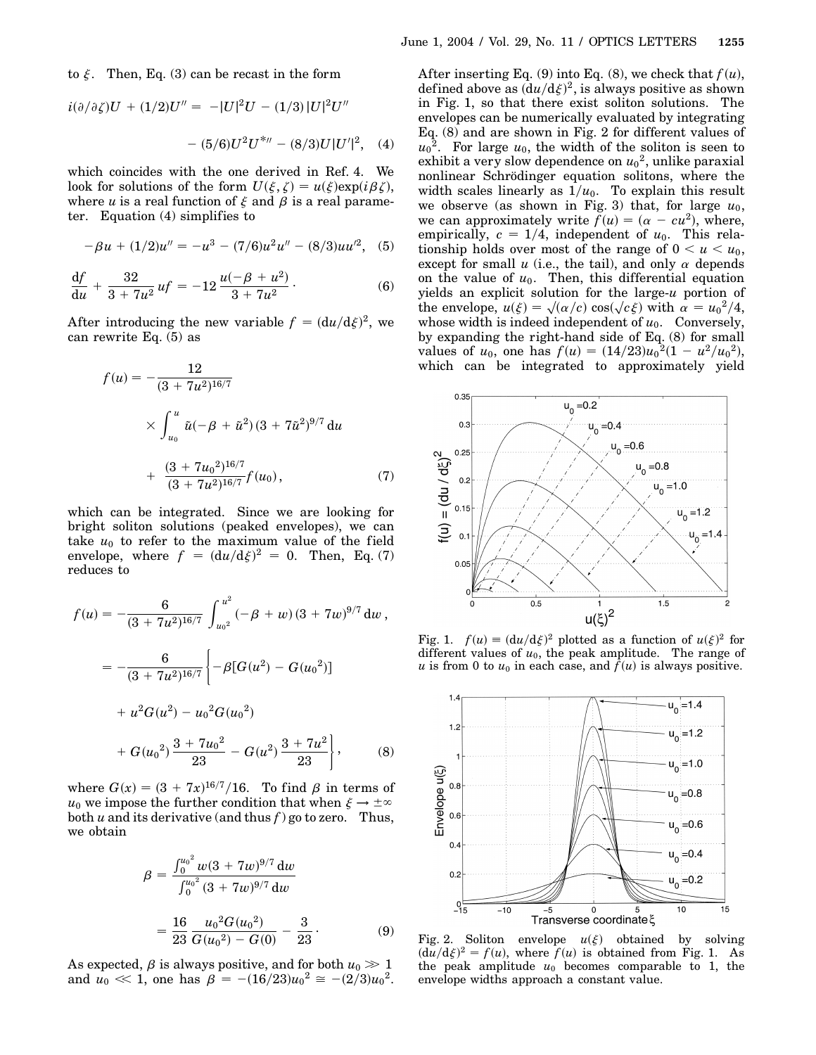to $\xi$. Then, Eq. (3) can be recast in the form

$$i(\partial/\partial\zeta)U + (1/2)U'' = -|U|^2U - (1/3)|U|^2U'' - (5/6)U^2U^{*\prime\prime} - (8/3)U|U'|^2, \quad (4)$$

which coincides with the one derived in Ref. 4. We look for solutions of the form $U(\xi,\zeta) = u(\xi)\exp(i\beta\zeta)$, where $u$ is a real function of $\xi$ and $\beta$ is a real parameter. Equation (4) simplifies to

$$-\beta u + (1/2)u'' = -u^3 - (7/6)u^2u'' - (8/3)uu'^2, \quad (5)$$

$$\frac{\mathrm{d}f}{\mathrm{d}u} + \frac{32}{3+7u^2}uf = -12\frac{u(-\beta+u^2)}{3+7u^2}. \quad (6)$$

After introducing the new variable $f = (\mathrm{d}u/\mathrm{d}\xi)^2$, we can rewrite Eq. (5) as

$$f(u) = -\frac{12}{(3+7u^2)^{16/7}} \times \int_{u_0}^{u} \tilde{u}(-\beta+\tilde{u}^2)(3+7\tilde{u}^2)^{9/7}\,\mathrm{d}u + \frac{(3+7u_0^2)^{16/7}}{(3+7u^2)^{16/7}}f(u_0), \quad (7)$$

which can be integrated. Since we are looking for bright soliton solutions (peaked envelopes), we can take $u_0$ to refer to the maximum value of the field envelope, where $f = (\mathrm{d}u/\mathrm{d}\xi)^2 = 0$. Then, Eq. (7) reduces to

$$\begin{aligned} f(u) &= -\frac{6}{(3+7u^2)^{16/7}}\int_{u_0^2}^{u^2}(-\beta+w)(3+7w)^{9/7}\,\mathrm{d}w, \\ &= -\frac{6}{(3+7u^2)^{16/7}}\Bigg\{-\beta[G(u^2)-G(u_0^2)] \\ &\quad + u^2G(u^2) - u_0^2G(u_0^2) \\ &\quad + G(u_0^2)\frac{3+7u_0^2}{23} - G(u^2)\frac{3+7u^2}{23}\Bigg\}, \end{aligned} \quad (8)$$

where $G(x) = (3+7x)^{16/7}/16$. To find $\beta$ in terms of $u_0$ we impose the further condition that when $\xi \to \pm\infty$ both $u$ and its derivative (and thus $f$) go to zero. Thus, we obtain

$$\beta = \frac{\int_0^{u_0^2} w(3+7w)^{9/7}\,\mathrm{d}w}{\int_0^{u_0^2}(3+7w)^{9/7}\,\mathrm{d}w} = \frac{16}{23}\frac{u_0^2G(u_0^2)}{G(u_0^2)-G(0)} - \frac{3}{23}. \quad (9)$$

As expected, $\beta$ is always positive, and for both $u_0 \gg 1$ and $u_0 \ll 1$, one has $\beta = -(16/23)u_0^2 \cong -(2/3)u_0^2$. After inserting Eq. (9) into Eq. (8), we check that $f(u)$, defined above as $(\mathrm{d}u/\mathrm{d}\xi)^2$, is always positive as shown in Fig. 1, so that there exist soliton solutions. The envelopes can be numerically evaluated by integrating Eq. (8) and are shown in Fig. 2 for different values of $u_0^2$. For large $u_0$, the width of the soliton is seen to exhibit a very slow dependence on $u_0^2$, unlike paraxial nonlinear Schrödinger equation solitons, where the width scales linearly as $1/u_0$. To explain this result we observe (as shown in Fig. 3) that, for large $u_0$, we can approximately write $f(u) = (\alpha - cu^2)$, where, empirically, $c = 1/4$, independent of $u_0$. This relationship holds over most of the range of $0 < u < u_0$, except for small $u$ (i.e., the tail), and only $\alpha$ depends on the value of $u_0$. Then, this differential equation yields an explicit solution for the large-$u$ portion of the envelope, $u(\xi) = \sqrt{(\alpha/c)}\cos(\sqrt{c}\xi)$ with $\alpha = u_0^2/4$, whose width is indeed independent of $u_0$. Conversely, by expanding the right-hand side of Eq. (8) for small values of $u_0$, one has $f(u) = (14/23)u_0^2(1 - u^2/u_0^2)$, which can be integrated to approximately yield

Fig. 1. $f(u) \equiv (\mathrm{d}u/\mathrm{d}\xi)^2$ plotted as a function of $u(\xi)^2$ for different values of $u_0$, the peak amplitude. The range of $u$ is from 0 to $u_0$ in each case, and $f(u)$ is always positive.

Fig. 2. Soliton envelope $u(\xi)$ obtained by solving $(\mathrm{d}u/\mathrm{d}\xi)^2 = f(u)$, where $f(u)$ is obtained from Fig. 1. As the peak amplitude $u_0$ becomes comparable to 1, the envelope widths approach a constant value.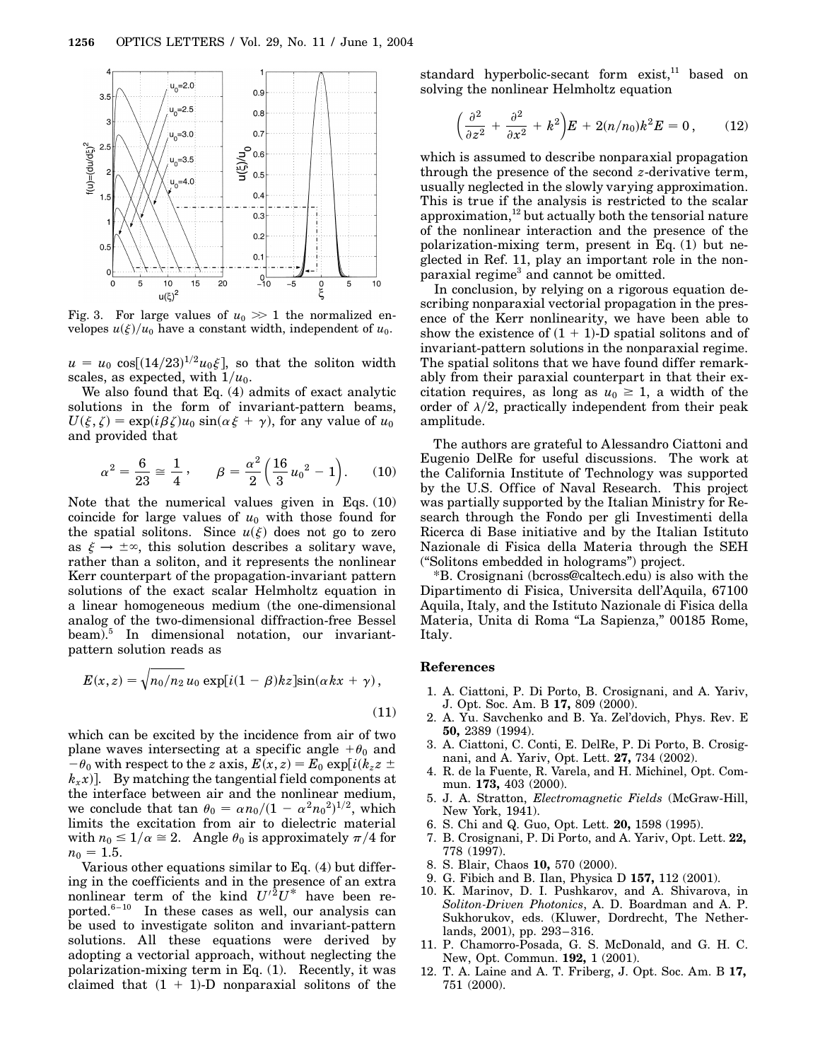u(ξ)^2

f(u)=(du/dξ)^2

u_0=2.0

u_0=2.5

u_0=3.0

u_0=3.5

u_0=4.0

0 5 10 15 20

0 0.5 1 1.5 2 2.5 3 3.5 4

u(ξ)/u_0

ξ

−10 −5 0 5 10

0 0.1 0.2 0.3 0.4 0.5 0.6 0.7 0.8 0.9 1

Fig. 3. For large values of $u_0 \gg 1$ the normalized envelopes $u(\xi)/u_0$ have a constant width, independent of $u_0$.

$u = u_0 \cos[(14/23)^{1/2} u_0 \xi]$, so that the soliton width scales, as expected, with $1/u_0$.

We also found that Eq. (4) admits of exact analytic solutions in the form of invariant-pattern beams, $U(\xi, \zeta) = \exp(i\beta\zeta) u_0 \sin(\alpha\xi + \gamma)$, for any value of $u_0$ and provided that

$$\alpha^2 = \frac{6}{23} \cong \frac{1}{4}\,, \qquad \beta = \frac{\alpha^2}{2}\left(\frac{16}{3}{u_0}^2 - 1\right). \tag{10}$$

Note that the numerical values given in Eqs. (10) coincide for large values of $u_0$ with those found for the spatial solitons. Since $u(\xi)$ does not go to zero as $\xi \to \pm\infty$, this solution describes a solitary wave, rather than a soliton, and it represents the nonlinear Kerr counterpart of the propagation-invariant pattern solutions of the exact scalar Helmholtz equation in a linear homogeneous medium (the one-dimensional analog of the two-dimensional diffraction-free Bessel beam).[5] In dimensional notation, our invariant-pattern solution reads as

$$E(x,z) = \sqrt{n_0/n_2}\, u_0 \exp[i(1-\beta)kz]\sin(\alpha kx + \gamma)\,, \tag{11}$$

which can be excited by the incidence from air of two plane waves intersecting at a specific angle $+\theta_0$ and $-\theta_0$ with respect to the $z$ axis, $E(x,z) = E_0 \exp[i(k_z z \pm k_x x)]$. By matching the tangential field components at the interface between air and the nonlinear medium, we conclude that $\tan\theta_0 = \alpha n_0/(1 - \alpha^2 {n_0}^2)^{1/2}$, which limits the excitation from air to dielectric material with $n_0 \leq 1/\alpha \cong 2$. Angle $\theta_0$ is approximately $\pi/4$ for $n_0 = 1.5$.

Various other equations similar to Eq. (4) but differing in the coefficients and in the presence of an extra nonlinear term of the kind $U'^2 U^*$ have been reported.[6–10] In these cases as well, our analysis can be used to investigate soliton and invariant-pattern solutions. All these equations were derived by adopting a vectorial approach, without neglecting the polarization-mixing term in Eq. (1). Recently, it was claimed that (1 + 1)-D nonparaxial solitons of the standard hyperbolic-secant form exist,[11] based on solving the nonlinear Helmholtz equation

$$\left(\frac{\partial^2}{\partial z^2} + \frac{\partial^2}{\partial x^2} + k^2\right)E + 2(n/n_0)k^2 E = 0\,, \tag{12}$$

which is assumed to describe nonparaxial propagation through the presence of the second $z$-derivative term, usually neglected in the slowly varying approximation. This is true if the analysis is restricted to the scalar approximation,[12] but actually both the tensorial nature of the nonlinear interaction and the presence of the polarization-mixing term, present in Eq. (1) but neglected in Ref. 11, play an important role in the nonparaxial regime[3] and cannot be omitted.

In conclusion, by relying on a rigorous equation describing nonparaxial vectorial propagation in the presence of the Kerr nonlinearity, we have been able to show the existence of (1 + 1)-D spatial solitons and of invariant-pattern solutions in the nonparaxial regime. The spatial solitons that we have found differ remarkably from their paraxial counterpart in that their excitation requires, as long as $u_0 \geq 1$, a width of the order of $\lambda/2$, practically independent from their peak amplitude.

The authors are grateful to Alessandro Ciattoni and Eugenio DelRe for useful discussions. The work at the California Institute of Technology was supported by the U.S. Office of Naval Research. This project was partially supported by the Italian Ministry for Research through the Fondo per gli Investimenti della Ricerca di Base initiative and by the Italian Istituto Nazionale di Fisica della Materia through the SEH ("Solitons embedded in holograms") project.

*B. Crosignani (bcross@caltech.edu) is also with the Dipartimento di Fisica, Universita dell'Aquila, 67100 Aquila, Italy, and the Istituto Nazionale di Fisica della Materia, Unita di Roma "La Sapienza," 00185 Rome, Italy.

## References

1. A. Ciattoni, P. Di Porto, B. Crosignani, and A. Yariv, J. Opt. Soc. Am. B **17,** 809 (2000).
2. A. Yu. Savchenko and B. Ya. Zel'dovich, Phys. Rev. E **50,** 2389 (1994).
3. A. Ciattoni, C. Conti, E. DelRe, P. Di Porto, B. Crosignani, and A. Yariv, Opt. Lett. **27,** 734 (2002).
4. R. de la Fuente, R. Varela, and H. Michinel, Opt. Commun. **173,** 403 (2000).
5. J. A. Stratton, *Electromagnetic Fields* (McGraw-Hill, New York, 1941).
6. S. Chi and Q. Guo, Opt. Lett. **20,** 1598 (1995).
7. B. Crosignani, P. Di Porto, and A. Yariv, Opt. Lett. **22,** 778 (1997).
8. S. Blair, Chaos **10,** 570 (2000).
9. G. Fibich and B. Ilan, Physica D **157,** 112 (2001).
10. K. Marinov, D. I. Pushkarov, and A. Shivarova, in *Soliton-Driven Photonics*, A. D. Boardman and A. P. Sukhorukov, eds. (Kluwer, Dordrecht, The Netherlands, 2001), pp. 293–316.
11. P. Chamorro-Posada, G. S. McDonald, and G. H. C. New, Opt. Commun. **192,** 1 (2001).
12. T. A. Laine and A. T. Friberg, J. Opt. Soc. Am. B **17,** 751 (2000).